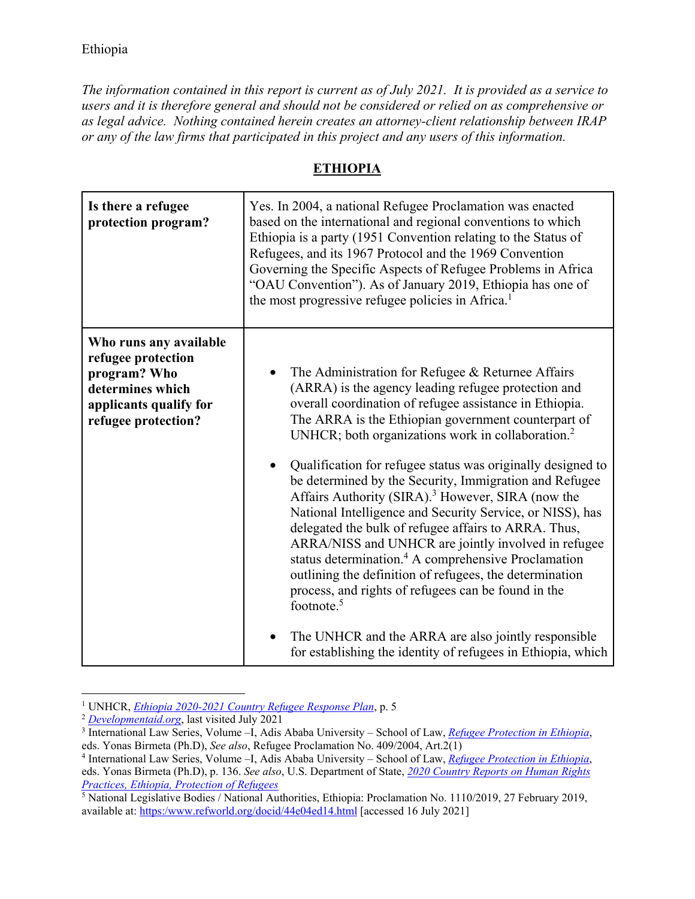Ethiopia

*The information contained in this report is current as of July 2021. It is provided as a service to users and it is therefore general and should not be considered or relied on as comprehensive or as legal advice. Nothing contained herein creates an attorney-client relationship between IRAP or any of the law firms that participated in this project and any users of this information.*

## ETHIOPIA

| **Is there a refugee protection program?** | Yes. In 2004, a national Refugee Proclamation was enacted based on the international and regional conventions to which Ethiopia is a party (1951 Convention relating to the Status of Refugees, and its 1967 Protocol and the 1969 Convention Governing the Specific Aspects of Refugee Problems in Africa "OAU Convention"). As of January 2019, Ethiopia has one of the most progressive refugee policies in Africa.[1] |
|---|---|
| **Who runs any available refugee protection program? Who determines which applicants qualify for refugee protection?** | • The Administration for Refugee & Returnee Affairs (ARRA) is the agency leading refugee protection and overall coordination of refugee assistance in Ethiopia. The ARRA is the Ethiopian government counterpart of UNHCR; both organizations work in collaboration.[2]<br><br>• Qualification for refugee status was originally designed to be determined by the Security, Immigration and Refugee Affairs Authority (SIRA).[3] However, SIRA (now the National Intelligence and Security Service, or NISS), has delegated the bulk of refugee affairs to ARRA. Thus, ARRA/NISS and UNHCR are jointly involved in refugee status determination.[4] A comprehensive Proclamation outlining the definition of refugees, the determination process, and rights of refugees can be found in the footnote.[5]<br><br>• The UNHCR and the ARRA are also jointly responsible for establishing the identity of refugees in Ethiopia, which |

---

[1] UNHCR, *Ethiopia 2020-2021 Country Refugee Response Plan*, p. 5

[2] *Developmentaid.org*, last visited July 2021

[3] International Law Series, Volume –I, Adis Ababa University – School of Law, *Refugee Protection in Ethiopia*, eds. Yonas Birmeta (Ph.D), *See also*, Refugee Proclamation No. 409/2004, Art.2(1)

[4] International Law Series, Volume –I, Adis Ababa University – School of Law, *Refugee Protection in Ethiopia*, eds. Yonas Birmeta (Ph.D), p. 136. *See also*, U.S. Department of State, *2020 Country Reports on Human Rights Practices, Ethiopia, Protection of Refugees*

[5] National Legislative Bodies / National Authorities, Ethiopia: Proclamation No. 1110/2019, 27 February 2019, available at: https:/www.refworld.org/docid/44e04ed14.html [accessed 16 July 2021]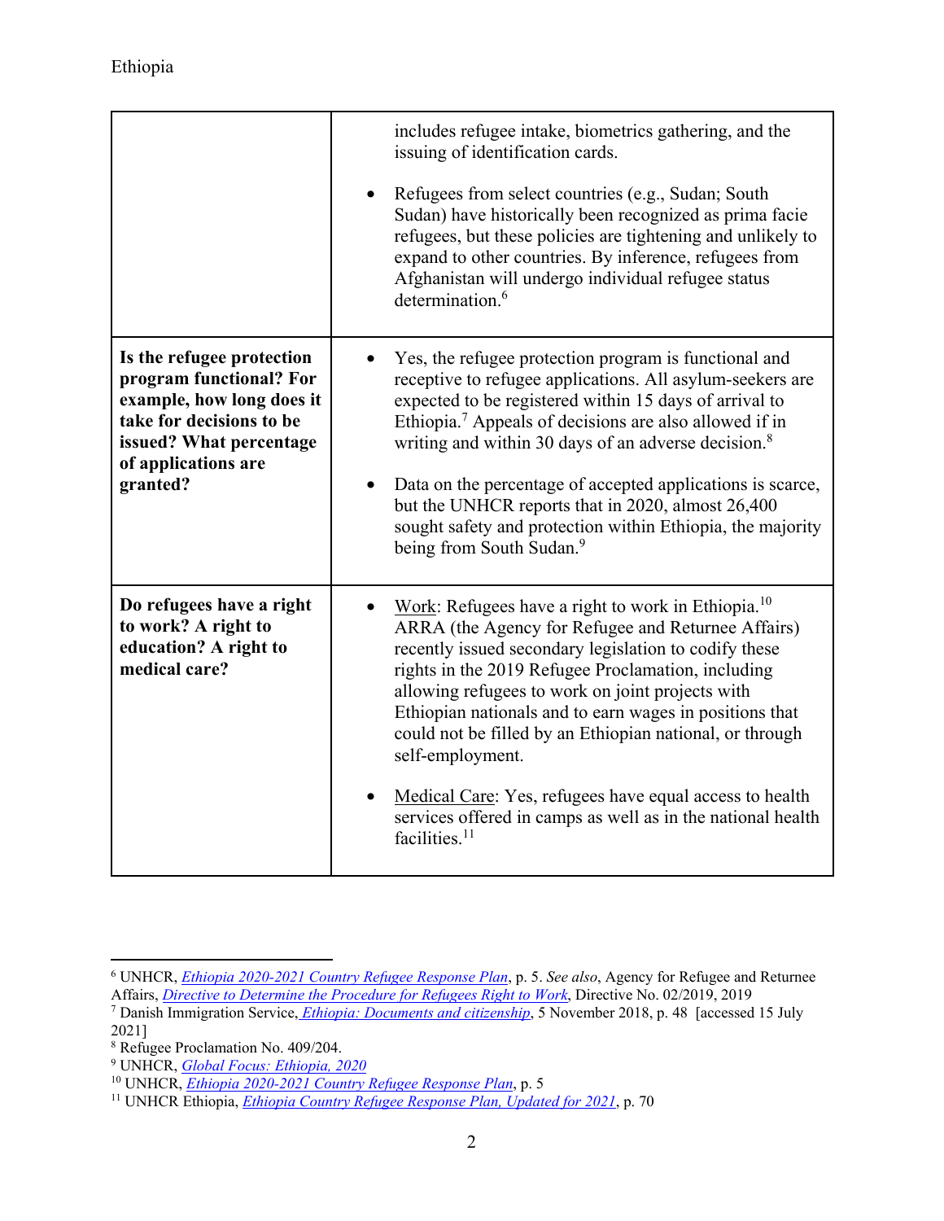| | |
|---|---|
| | includes refugee intake, biometrics gathering, and the issuing of identification cards.<br><br>• Refugees from select countries (e.g., Sudan; South Sudan) have historically been recognized as prima facie refugees, but these policies are tightening and unlikely to expand to other countries. By inference, refugees from Afghanistan will undergo individual refugee status determination.[6] |
| **Is the refugee protection program functional? For example, how long does it take for decisions to be issued? What percentage of applications are granted?** | • Yes, the refugee protection program is functional and receptive to refugee applications. All asylum-seekers are expected to be registered within 15 days of arrival to Ethiopia.[7] Appeals of decisions are also allowed if in writing and within 30 days of an adverse decision.[8]<br><br>• Data on the percentage of accepted applications is scarce, but the UNHCR reports that in 2020, almost 26,400 sought safety and protection within Ethiopia, the majority being from South Sudan.[9] |
| **Do refugees have a right to work? A right to education? A right to medical care?** | • Work: Refugees have a right to work in Ethiopia.[10] ARRA (the Agency for Refugee and Returnee Affairs) recently issued secondary legislation to codify these rights in the 2019 Refugee Proclamation, including allowing refugees to work on joint projects with Ethiopian nationals and to earn wages in positions that could not be filled by an Ethiopian national, or through self-employment.<br><br>• Medical Care: Yes, refugees have equal access to health services offered in camps as well as in the national health facilities.[11] |

[6] UNHCR, *Ethiopia 2020-2021 Country Refugee Response Plan*, p. 5. *See also*, Agency for Refugee and Returnee Affairs, *Directive to Determine the Procedure for Refugees Right to Work*, Directive No. 02/2019, 2019

[7] Danish Immigration Service, *Ethiopia: Documents and citizenship*, 5 November 2018, p. 48 [accessed 15 July 2021]

[8] Refugee Proclamation No. 409/204.

[9] UNHCR, *Global Focus: Ethiopia, 2020*

[10] UNHCR, *Ethiopia 2020-2021 Country Refugee Response Plan*, p. 5

[11] UNHCR Ethiopia, *Ethiopia Country Refugee Response Plan, Updated for 2021*, p. 70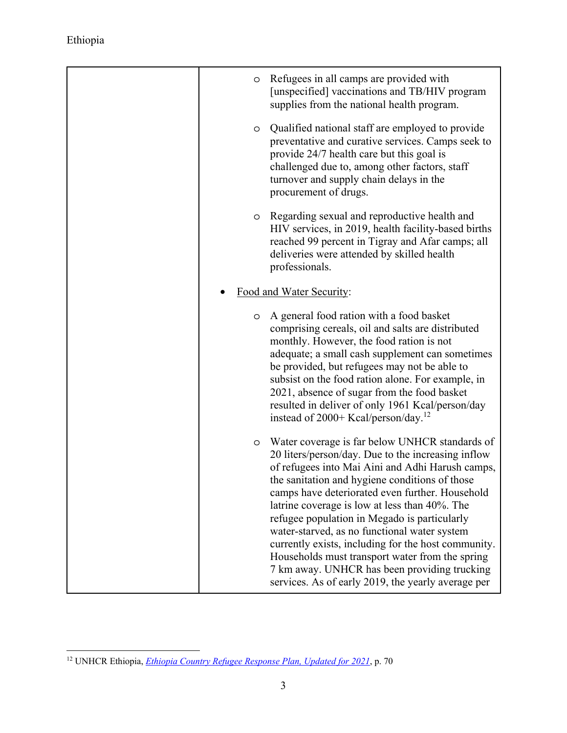| | |
|---|---|
| | - Refugees in all camps are provided with [unspecified] vaccinations and TB/HIV program supplies from the national health program.<br><br>- Qualified national staff are employed to provide preventative and curative services. Camps seek to provide 24/7 health care but this goal is challenged due to, among other factors, staff turnover and supply chain delays in the procurement of drugs.<br><br>- Regarding sexual and reproductive health and HIV services, in 2019, health facility-based births reached 99 percent in Tigray and Afar camps; all deliveries were attended by skilled health professionals.<br><br>• Food and Water Security:<br><br>- A general food ration with a food basket comprising cereals, oil and salts are distributed monthly. However, the food ration is not adequate; a small cash supplement can sometimes be provided, but refugees may not be able to subsist on the food ration alone. For example, in 2021, absence of sugar from the food basket resulted in deliver of only 1961 Kcal/person/day instead of 2000+ Kcal/person/day.[12]<br><br>- Water coverage is far below UNHCR standards of 20 liters/person/day. Due to the increasing inflow of refugees into Mai Aini and Adhi Harush camps, the sanitation and hygiene conditions of those camps have deteriorated even further. Household latrine coverage is low at less than 40%. The refugee population in Megado is particularly water-starved, as no functional water system currently exists, including for the host community. Households must transport water from the spring 7 km away. UNHCR has been providing trucking services. As of early 2019, the yearly average per |

[12] UNHCR Ethiopia, *Ethiopia Country Refugee Response Plan, Updated for 2021*, p. 70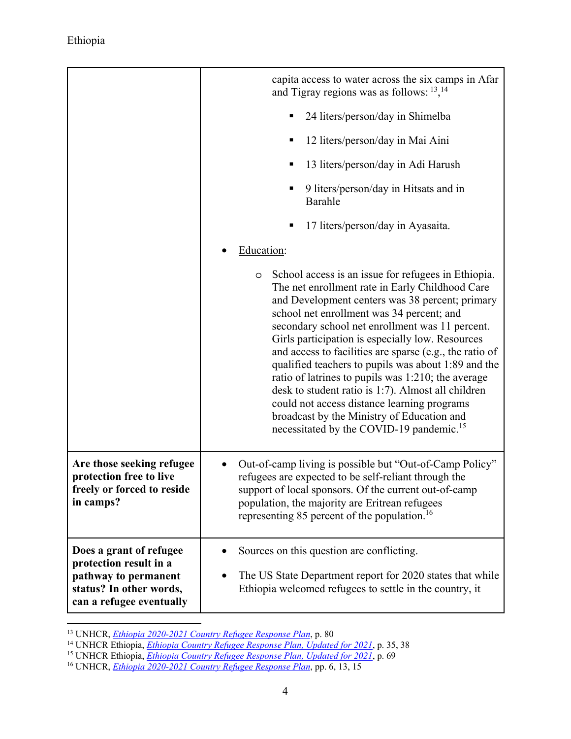| | |
|---|---|
| | capita access to water across the six camps in Afar and Tigray regions was as follows: [13],[14]<br>▪ 24 liters/person/day in Shimelba<br>▪ 12 liters/person/day in Mai Aini<br>▪ 13 liters/person/day in Adi Harush<br>▪ 9 liters/person/day in Hitsats and in Barahle<br>▪ 17 liters/person/day in Ayasaita.<br>• Education:<br>o School access is an issue for refugees in Ethiopia. The net enrollment rate in Early Childhood Care and Development centers was 38 percent; primary school net enrollment was 34 percent; and secondary school net enrollment was 11 percent. Girls participation is especially low. Resources and access to facilities are sparse (e.g., the ratio of qualified teachers to pupils was about 1:89 and the ratio of latrines to pupils was 1:210; the average desk to student ratio is 1:7). Almost all children could not access distance learning programs broadcast by the Ministry of Education and necessitated by the COVID-19 pandemic.[15] |
| **Are those seeking refugee protection free to live freely or forced to reside in camps?** | • Out-of-camp living is possible but "Out-of-Camp Policy" refugees are expected to be self-reliant through the support of local sponsors. Of the current out-of-camp population, the majority are Eritrean refugees representing 85 percent of the population.[16] |
| **Does a grant of refugee protection result in a pathway to permanent status? In other words, can a refugee eventually** | • Sources on this question are conflicting.<br>• The US State Department report for 2020 states that while Ethiopia welcomed refugees to settle in the country, it |

[13] UNHCR, *Ethiopia 2020-2021 Country Refugee Response Plan*, p. 80
[14] UNHCR Ethiopia, *Ethiopia Country Refugee Response Plan, Updated for 2021*, p. 35, 38
[15] UNHCR Ethiopia, *Ethiopia Country Refugee Response Plan, Updated for 2021*, p. 69
[16] UNHCR, *Ethiopia 2020-2021 Country Refugee Response Plan*, pp. 6, 13, 15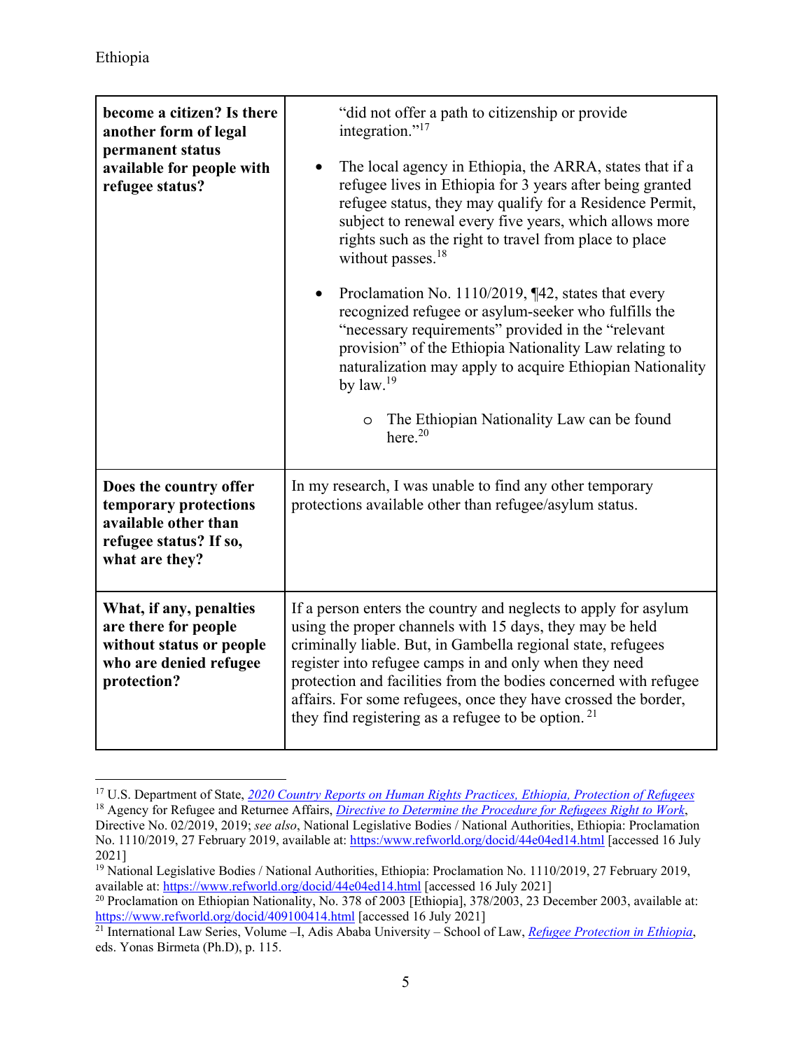| become a citizen? Is there another form of legal permanent status available for people with refugee status? | "did not offer a path to citizenship or provide integration."[17]<br><br>• The local agency in Ethiopia, the ARRA, states that if a refugee lives in Ethiopia for 3 years after being granted refugee status, they may qualify for a Residence Permit, subject to renewal every five years, which allows more rights such as the right to travel from place to place without passes.[18]<br><br>• Proclamation No. 1110/2019, ¶42, states that every recognized refugee or asylum-seeker who fulfills the "necessary requirements" provided in the "relevant provision" of the Ethiopia Nationality Law relating to naturalization may apply to acquire Ethiopian Nationality by law.[19]<br><br>&nbsp;&nbsp;&nbsp;&nbsp;o The Ethiopian Nationality Law can be found here.[20] |
|---|---|
| **Does the country offer temporary protections available other than refugee status? If so, what are they?** | In my research, I was unable to find any other temporary protections available other than refugee/asylum status. |
| **What, if any, penalties are there for people without status or people who are denied refugee protection?** | If a person enters the country and neglects to apply for asylum using the proper channels with 15 days, they may be held criminally liable. But, in Gambella regional state, refugees register into refugee camps in and only when they need protection and facilities from the bodies concerned with refugee affairs. For some refugees, once they have crossed the border, they find registering as a refugee to be option. [21] |

[17] U.S. Department of State, *2020 Country Reports on Human Rights Practices, Ethiopia, Protection of Refugees*

[18] Agency for Refugee and Returnee Affairs, *Directive to Determine the Procedure for Refugees Right to Work*, Directive No. 02/2019, 2019; *see also*, National Legislative Bodies / National Authorities, Ethiopia: Proclamation No. 1110/2019, 27 February 2019, available at: https://www.refworld.org/docid/44e04ed14.html [accessed 16 July 2021]

[19] National Legislative Bodies / National Authorities, Ethiopia: Proclamation No. 1110/2019, 27 February 2019, available at: https://www.refworld.org/docid/44e04ed14.html [accessed 16 July 2021]

[20] Proclamation on Ethiopian Nationality, No. 378 of 2003 [Ethiopia], 378/2003, 23 December 2003, available at: https://www.refworld.org/docid/409100414.html [accessed 16 July 2021]

[21] International Law Series, Volume –I, Adis Ababa University – School of Law, *Refugee Protection in Ethiopia*, eds. Yonas Birmeta (Ph.D), p. 115.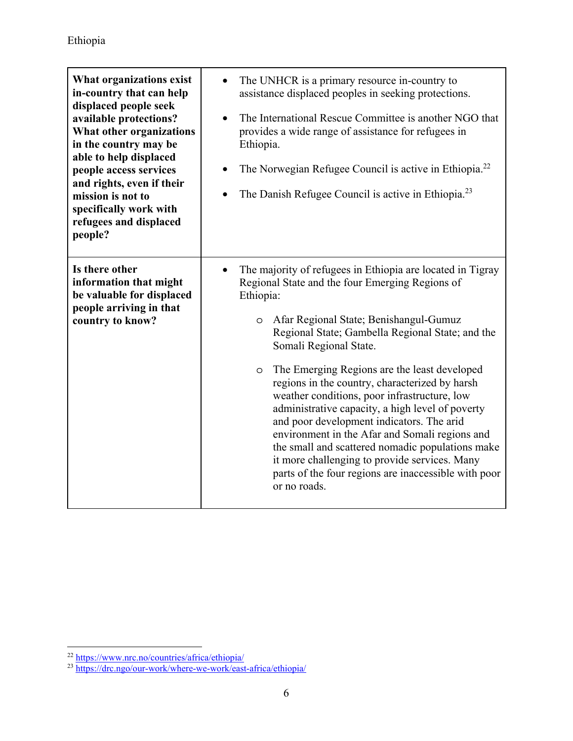| | |
|---|---|
| **What organizations exist in-country that can help displaced people seek available protections? What other organizations in the country may be able to help displaced people access services and rights, even if their mission is not to specifically work with refugees and displaced people?** | • The UNHCR is a primary resource in-country to assistance displaced peoples in seeking protections.<br>• The International Rescue Committee is another NGO that provides a wide range of assistance for refugees in Ethiopia.<br>• The Norwegian Refugee Council is active in Ethiopia.[22]<br>• The Danish Refugee Council is active in Ethiopia.[23] |
| **Is there other information that might be valuable for displaced people arriving in that country to know?** | • The majority of refugees in Ethiopia are located in Tigray Regional State and the four Emerging Regions of Ethiopia:<br>&nbsp;&nbsp;&nbsp;&nbsp;○ Afar Regional State; Benishangul-Gumuz Regional State; Gambella Regional State; and the Somali Regional State.<br>&nbsp;&nbsp;&nbsp;&nbsp;○ The Emerging Regions are the least developed regions in the country, characterized by harsh weather conditions, poor infrastructure, low administrative capacity, a high level of poverty and poor development indicators. The arid environment in the Afar and Somali regions and the small and scattered nomadic populations make it more challenging to provide services. Many parts of the four regions are inaccessible with poor or no roads. |

[22] https://www.nrc.no/countries/africa/ethiopia/

[23] https://drc.ngo/our-work/where-we-work/east-africa/ethiopia/